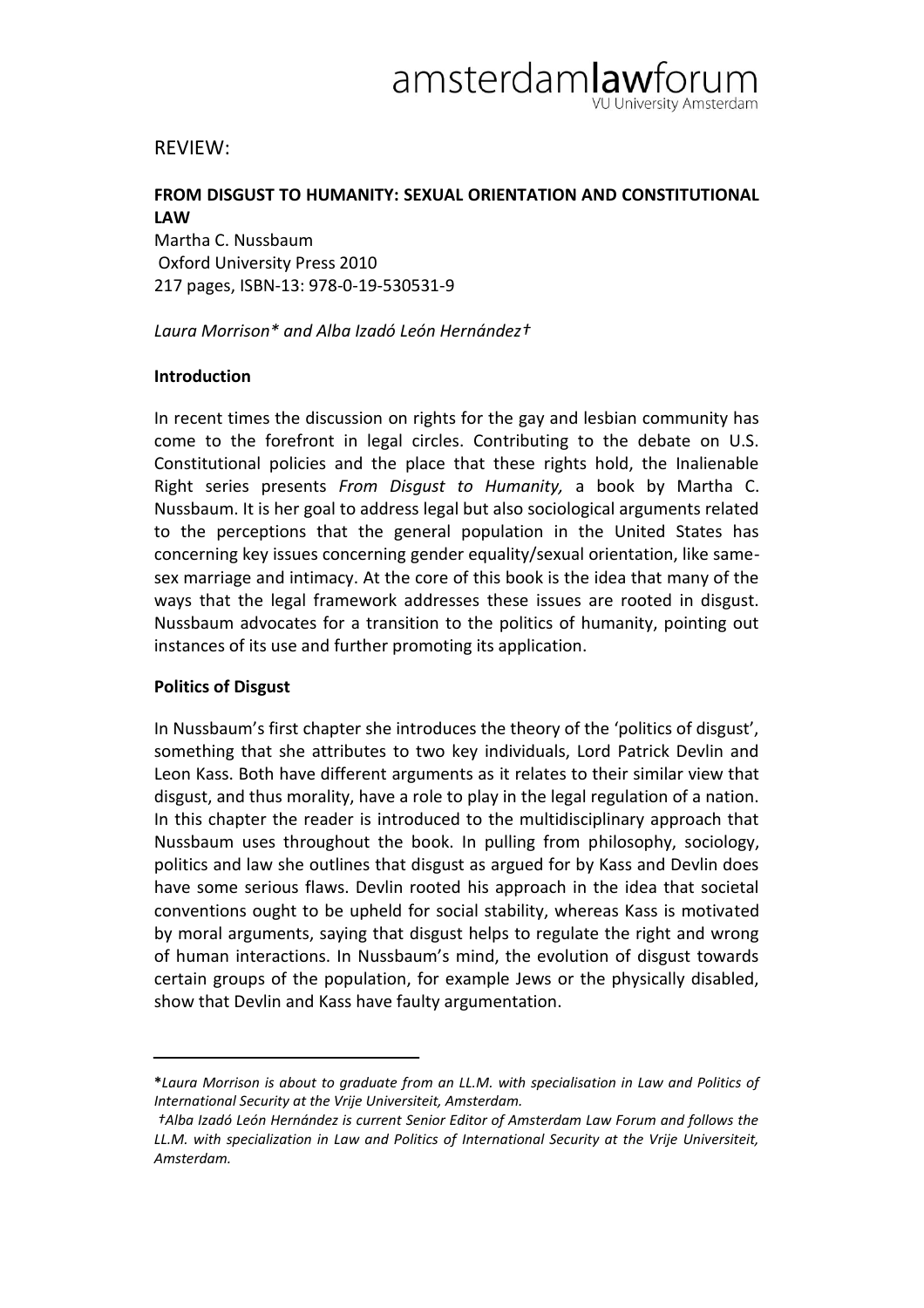amsterdam**law**forum
VU University Amsterdam

REVIEW:

**FROM DISGUST TO HUMANITY: SEXUAL ORIENTATION AND CONSTITUTIONAL LAW**
Martha C. Nussbaum
Oxford University Press 2010
217 pages, ISBN-13: 978-0-19-530531-9

*Laura Morrison\* and Alba Izadó León Hernández†*

**Introduction**

In recent times the discussion on rights for the gay and lesbian community has come to the forefront in legal circles. Contributing to the debate on U.S. Constitutional policies and the place that these rights hold, the Inalienable Right series presents *From Disgust to Humanity,* a book by Martha C. Nussbaum. It is her goal to address legal but also sociological arguments related to the perceptions that the general population in the United States has concerning key issues concerning gender equality/sexual orientation, like same-sex marriage and intimacy. At the core of this book is the idea that many of the ways that the legal framework addresses these issues are rooted in disgust. Nussbaum advocates for a transition to the politics of humanity, pointing out instances of its use and further promoting its application.

**Politics of Disgust**

In Nussbaum's first chapter she introduces the theory of the 'politics of disgust', something that she attributes to two key individuals, Lord Patrick Devlin and Leon Kass. Both have different arguments as it relates to their similar view that disgust, and thus morality, have a role to play in the legal regulation of a nation. In this chapter the reader is introduced to the multidisciplinary approach that Nussbaum uses throughout the book. In pulling from philosophy, sociology, politics and law she outlines that disgust as argued for by Kass and Devlin does have some serious flaws. Devlin rooted his approach in the idea that societal conventions ought to be upheld for social stability, whereas Kass is motivated by moral arguments, saying that disgust helps to regulate the right and wrong of human interactions. In Nussbaum's mind, the evolution of disgust towards certain groups of the population, for example Jews or the physically disabled, show that Devlin and Kass have faulty argumentation.

---

**\***Laura Morrison is about to graduate from an LL.M. with specialisation in Law and Politics of International Security at the Vrije Universiteit, Amsterdam.*

*†Alba Izadó León Hernández is current Senior Editor of Amsterdam Law Forum and follows the LL.M. with specialization in Law and Politics of International Security at the Vrije Universiteit, Amsterdam.*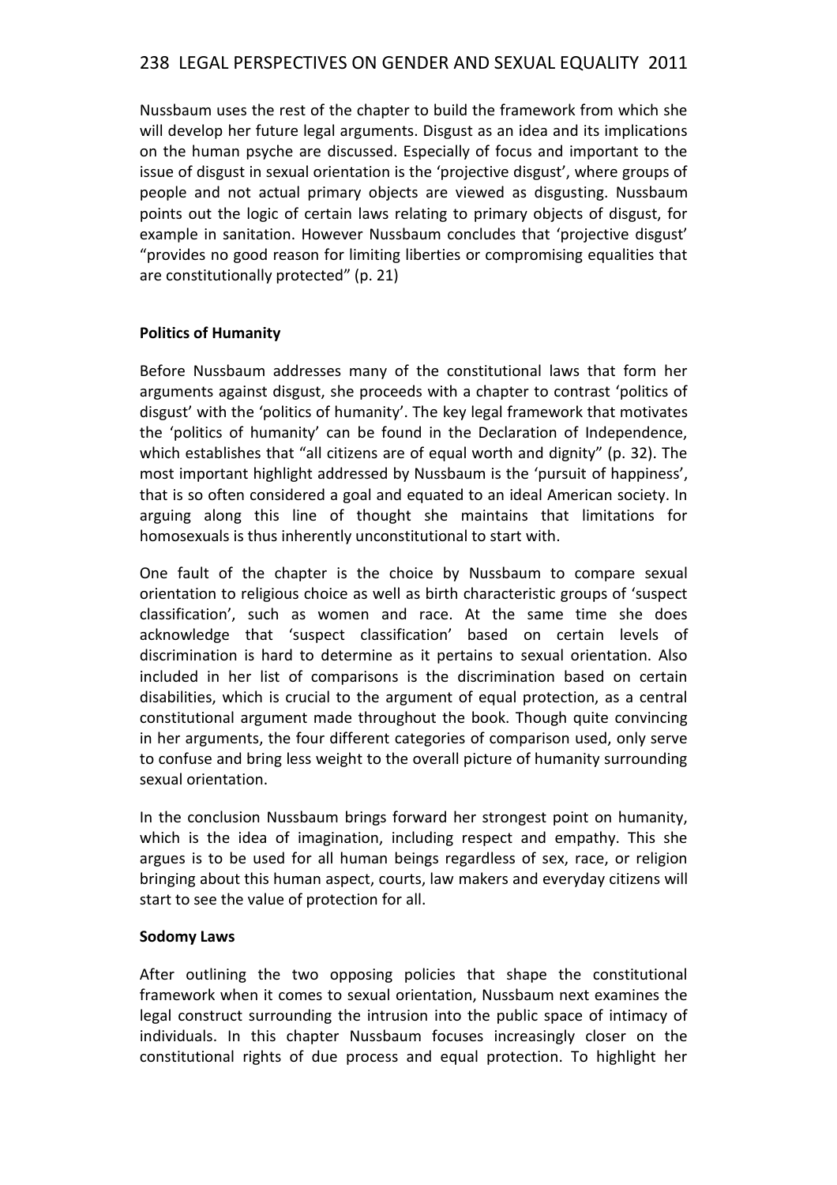Nussbaum uses the rest of the chapter to build the framework from which she will develop her future legal arguments. Disgust as an idea and its implications on the human psyche are discussed. Especially of focus and important to the issue of disgust in sexual orientation is the 'projective disgust', where groups of people and not actual primary objects are viewed as disgusting. Nussbaum points out the logic of certain laws relating to primary objects of disgust, for example in sanitation. However Nussbaum concludes that 'projective disgust' "provides no good reason for limiting liberties or compromising equalities that are constitutionally protected" (p. 21)

**Politics of Humanity**

Before Nussbaum addresses many of the constitutional laws that form her arguments against disgust, she proceeds with a chapter to contrast 'politics of disgust' with the 'politics of humanity'. The key legal framework that motivates the 'politics of humanity' can be found in the Declaration of Independence, which establishes that "all citizens are of equal worth and dignity" (p. 32). The most important highlight addressed by Nussbaum is the 'pursuit of happiness', that is so often considered a goal and equated to an ideal American society. In arguing along this line of thought she maintains that limitations for homosexuals is thus inherently unconstitutional to start with.

One fault of the chapter is the choice by Nussbaum to compare sexual orientation to religious choice as well as birth characteristic groups of 'suspect classification', such as women and race. At the same time she does acknowledge that 'suspect classification' based on certain levels of discrimination is hard to determine as it pertains to sexual orientation. Also included in her list of comparisons is the discrimination based on certain disabilities, which is crucial to the argument of equal protection, as a central constitutional argument made throughout the book. Though quite convincing in her arguments, the four different categories of comparison used, only serve to confuse and bring less weight to the overall picture of humanity surrounding sexual orientation.

In the conclusion Nussbaum brings forward her strongest point on humanity, which is the idea of imagination, including respect and empathy. This she argues is to be used for all human beings regardless of sex, race, or religion bringing about this human aspect, courts, law makers and everyday citizens will start to see the value of protection for all.

**Sodomy Laws**

After outlining the two opposing policies that shape the constitutional framework when it comes to sexual orientation, Nussbaum next examines the legal construct surrounding the intrusion into the public space of intimacy of individuals. In this chapter Nussbaum focuses increasingly closer on the constitutional rights of due process and equal protection. To highlight her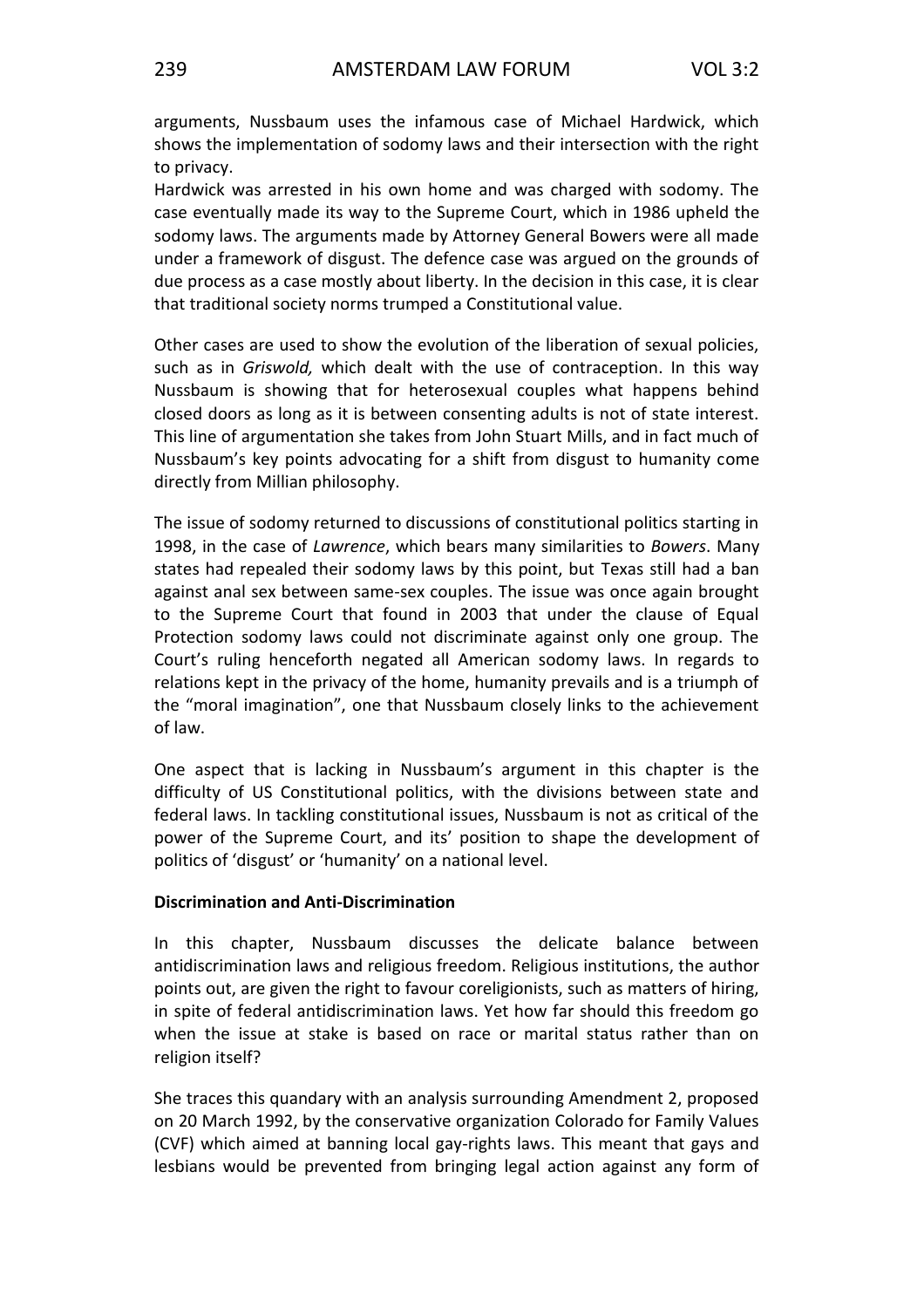arguments, Nussbaum uses the infamous case of Michael Hardwick, which shows the implementation of sodomy laws and their intersection with the right to privacy.

Hardwick was arrested in his own home and was charged with sodomy. The case eventually made its way to the Supreme Court, which in 1986 upheld the sodomy laws. The arguments made by Attorney General Bowers were all made under a framework of disgust. The defence case was argued on the grounds of due process as a case mostly about liberty. In the decision in this case, it is clear that traditional society norms trumped a Constitutional value.

Other cases are used to show the evolution of the liberation of sexual policies, such as in *Griswold,* which dealt with the use of contraception. In this way Nussbaum is showing that for heterosexual couples what happens behind closed doors as long as it is between consenting adults is not of state interest. This line of argumentation she takes from John Stuart Mills, and in fact much of Nussbaum's key points advocating for a shift from disgust to humanity come directly from Millian philosophy.

The issue of sodomy returned to discussions of constitutional politics starting in 1998, in the case of *Lawrence*, which bears many similarities to *Bowers*. Many states had repealed their sodomy laws by this point, but Texas still had a ban against anal sex between same-sex couples. The issue was once again brought to the Supreme Court that found in 2003 that under the clause of Equal Protection sodomy laws could not discriminate against only one group. The Court's ruling henceforth negated all American sodomy laws. In regards to relations kept in the privacy of the home, humanity prevails and is a triumph of the "moral imagination", one that Nussbaum closely links to the achievement of law.

One aspect that is lacking in Nussbaum's argument in this chapter is the difficulty of US Constitutional politics, with the divisions between state and federal laws. In tackling constitutional issues, Nussbaum is not as critical of the power of the Supreme Court, and its' position to shape the development of politics of 'disgust' or 'humanity' on a national level.

**Discrimination and Anti-Discrimination**

In this chapter, Nussbaum discusses the delicate balance between antidiscrimination laws and religious freedom. Religious institutions, the author points out, are given the right to favour coreligionists, such as matters of hiring, in spite of federal antidiscrimination laws. Yet how far should this freedom go when the issue at stake is based on race or marital status rather than on religion itself?

She traces this quandary with an analysis surrounding Amendment 2, proposed on 20 March 1992, by the conservative organization Colorado for Family Values (CVF) which aimed at banning local gay-rights laws. This meant that gays and lesbians would be prevented from bringing legal action against any form of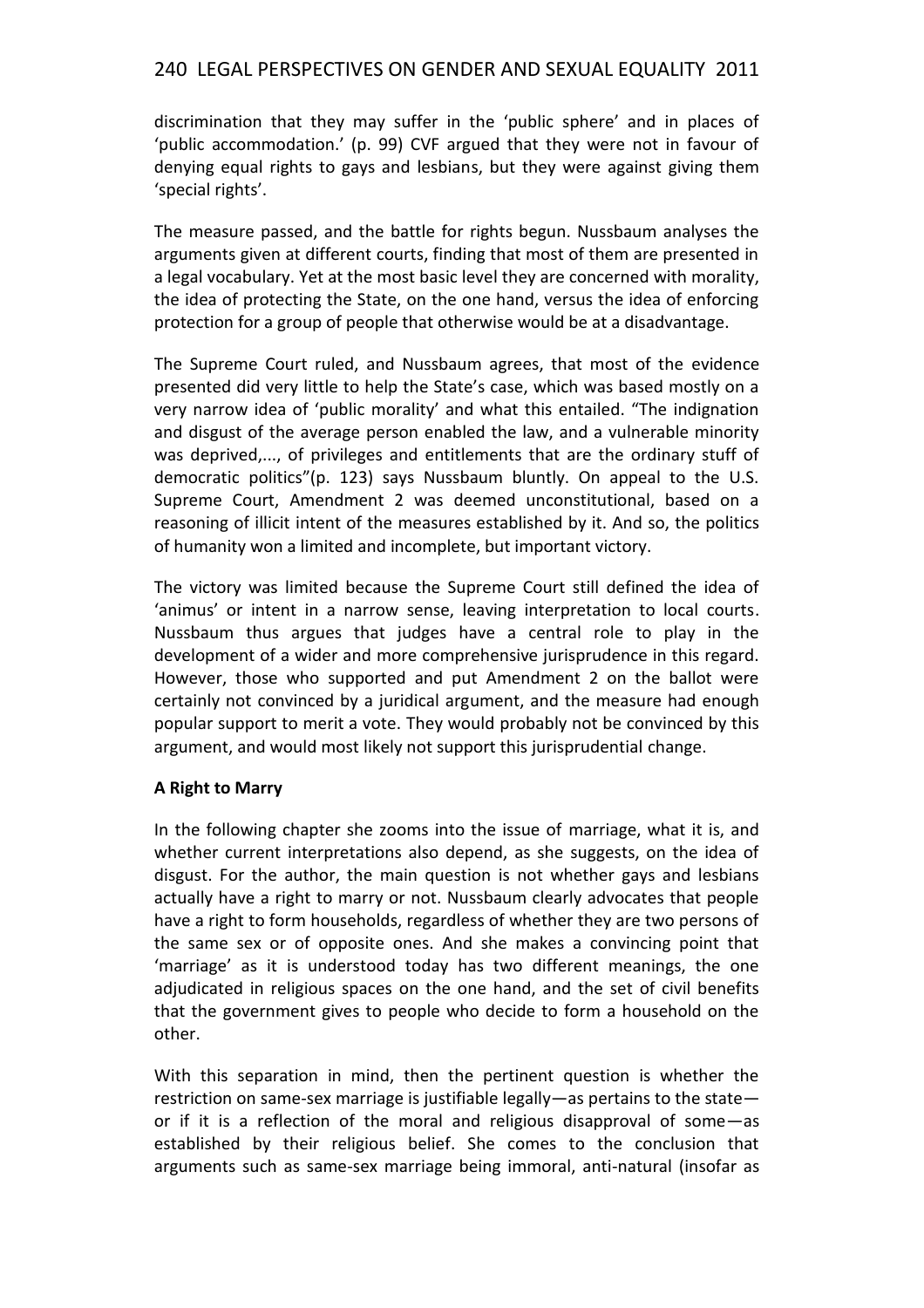discrimination that they may suffer in the 'public sphere' and in places of 'public accommodation.' (p. 99) CVF argued that they were not in favour of denying equal rights to gays and lesbians, but they were against giving them 'special rights'.

The measure passed, and the battle for rights begun. Nussbaum analyses the arguments given at different courts, finding that most of them are presented in a legal vocabulary. Yet at the most basic level they are concerned with morality, the idea of protecting the State, on the one hand, versus the idea of enforcing protection for a group of people that otherwise would be at a disadvantage.

The Supreme Court ruled, and Nussbaum agrees, that most of the evidence presented did very little to help the State's case, which was based mostly on a very narrow idea of 'public morality' and what this entailed. "The indignation and disgust of the average person enabled the law, and a vulnerable minority was deprived,..., of privileges and entitlements that are the ordinary stuff of democratic politics"(p. 123) says Nussbaum bluntly. On appeal to the U.S. Supreme Court, Amendment 2 was deemed unconstitutional, based on a reasoning of illicit intent of the measures established by it. And so, the politics of humanity won a limited and incomplete, but important victory.

The victory was limited because the Supreme Court still defined the idea of 'animus' or intent in a narrow sense, leaving interpretation to local courts. Nussbaum thus argues that judges have a central role to play in the development of a wider and more comprehensive jurisprudence in this regard. However, those who supported and put Amendment 2 on the ballot were certainly not convinced by a juridical argument, and the measure had enough popular support to merit a vote. They would probably not be convinced by this argument, and would most likely not support this jurisprudential change.

**A Right to Marry**

In the following chapter she zooms into the issue of marriage, what it is, and whether current interpretations also depend, as she suggests, on the idea of disgust. For the author, the main question is not whether gays and lesbians actually have a right to marry or not. Nussbaum clearly advocates that people have a right to form households, regardless of whether they are two persons of the same sex or of opposite ones. And she makes a convincing point that 'marriage' as it is understood today has two different meanings, the one adjudicated in religious spaces on the one hand, and the set of civil benefits that the government gives to people who decide to form a household on the other.

With this separation in mind, then the pertinent question is whether the restriction on same-sex marriage is justifiable legally—as pertains to the state—or if it is a reflection of the moral and religious disapproval of some—as established by their religious belief. She comes to the conclusion that arguments such as same-sex marriage being immoral, anti-natural (insofar as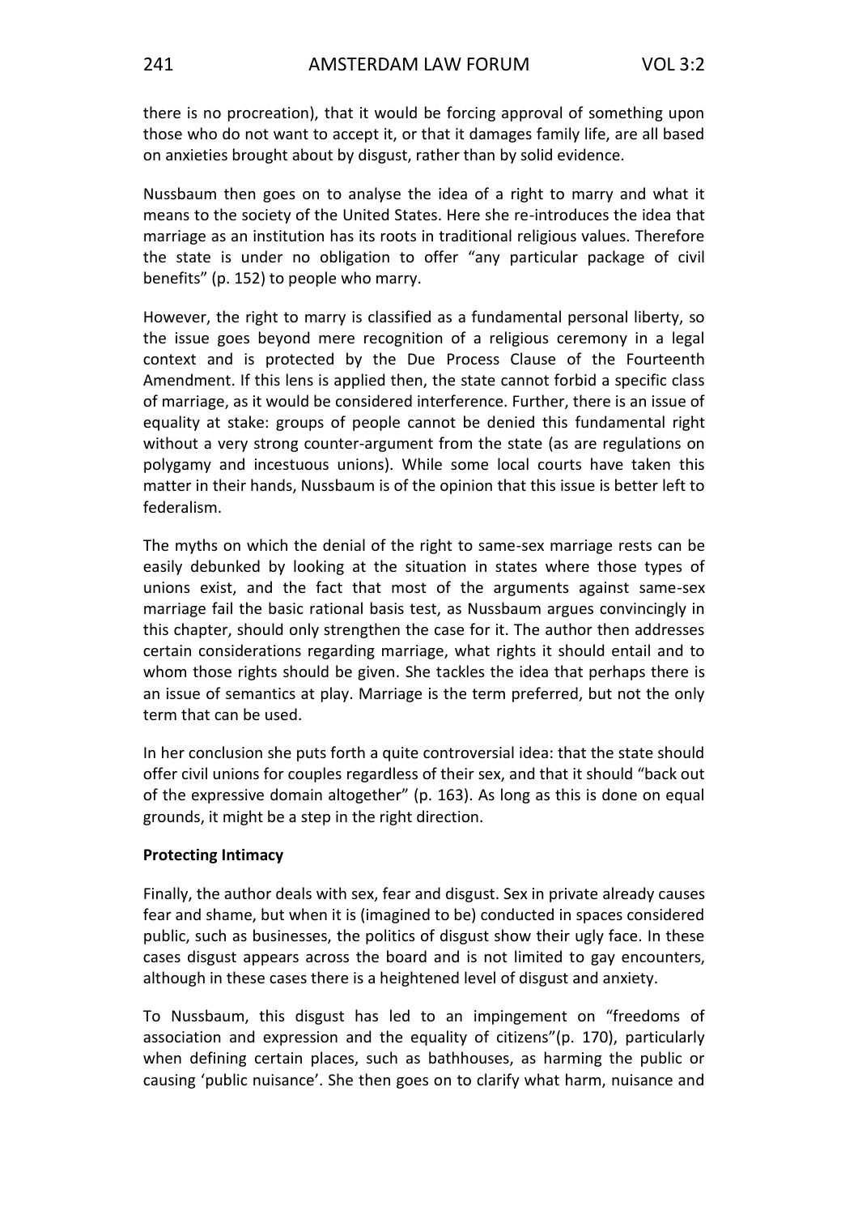there is no procreation), that it would be forcing approval of something upon those who do not want to accept it, or that it damages family life, are all based on anxieties brought about by disgust, rather than by solid evidence.

Nussbaum then goes on to analyse the idea of a right to marry and what it means to the society of the United States. Here she re-introduces the idea that marriage as an institution has its roots in traditional religious values. Therefore the state is under no obligation to offer "any particular package of civil benefits" (p. 152) to people who marry.

However, the right to marry is classified as a fundamental personal liberty, so the issue goes beyond mere recognition of a religious ceremony in a legal context and is protected by the Due Process Clause of the Fourteenth Amendment. If this lens is applied then, the state cannot forbid a specific class of marriage, as it would be considered interference. Further, there is an issue of equality at stake: groups of people cannot be denied this fundamental right without a very strong counter-argument from the state (as are regulations on polygamy and incestuous unions). While some local courts have taken this matter in their hands, Nussbaum is of the opinion that this issue is better left to federalism.

The myths on which the denial of the right to same-sex marriage rests can be easily debunked by looking at the situation in states where those types of unions exist, and the fact that most of the arguments against same-sex marriage fail the basic rational basis test, as Nussbaum argues convincingly in this chapter, should only strengthen the case for it. The author then addresses certain considerations regarding marriage, what rights it should entail and to whom those rights should be given. She tackles the idea that perhaps there is an issue of semantics at play. Marriage is the term preferred, but not the only term that can be used.

In her conclusion she puts forth a quite controversial idea: that the state should offer civil unions for couples regardless of their sex, and that it should "back out of the expressive domain altogether" (p. 163). As long as this is done on equal grounds, it might be a step in the right direction.

**Protecting Intimacy**

Finally, the author deals with sex, fear and disgust. Sex in private already causes fear and shame, but when it is (imagined to be) conducted in spaces considered public, such as businesses, the politics of disgust show their ugly face. In these cases disgust appears across the board and is not limited to gay encounters, although in these cases there is a heightened level of disgust and anxiety.

To Nussbaum, this disgust has led to an impingement on "freedoms of association and expression and the equality of citizens"(p. 170), particularly when defining certain places, such as bathhouses, as harming the public or causing 'public nuisance'. She then goes on to clarify what harm, nuisance and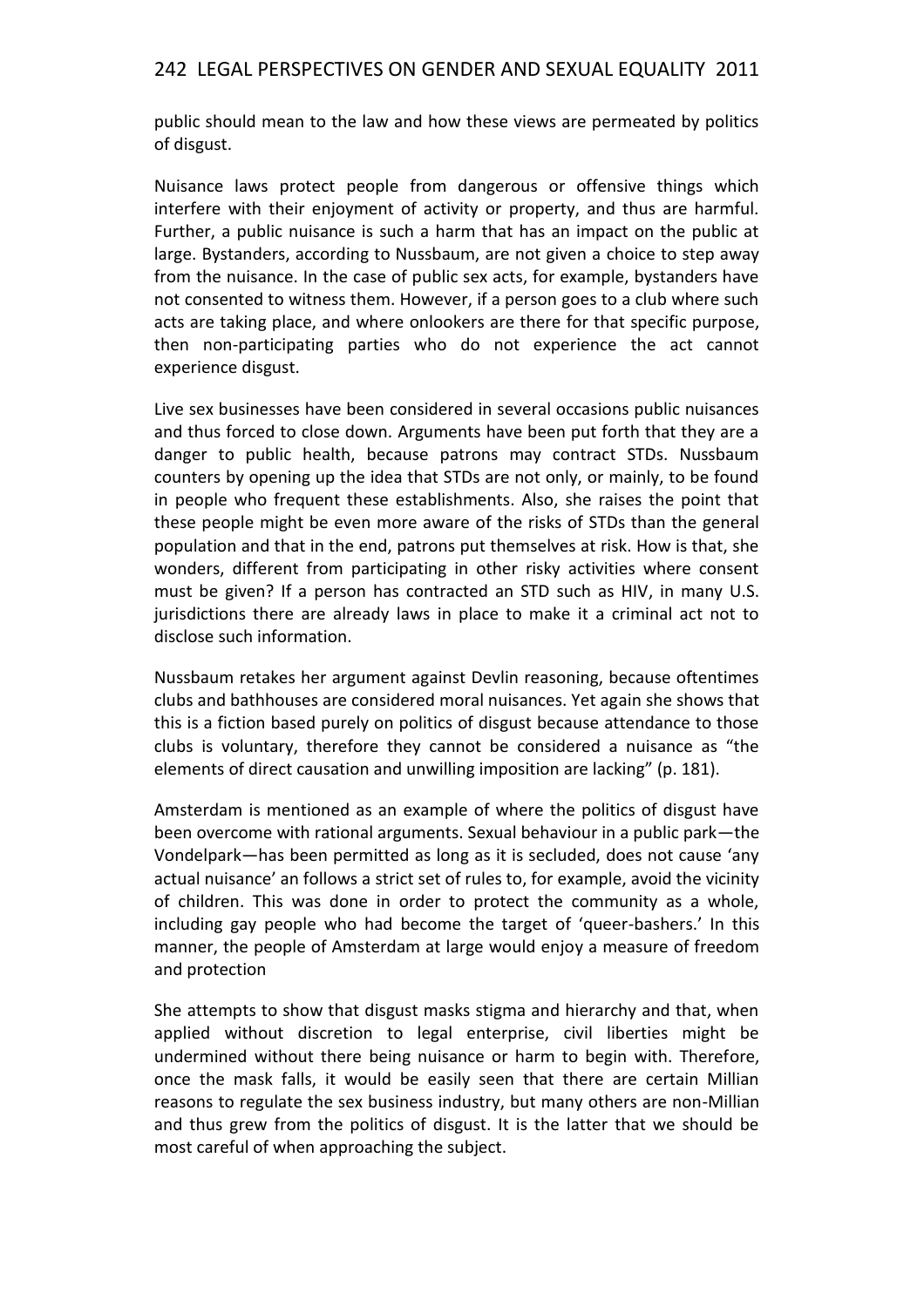public should mean to the law and how these views are permeated by politics of disgust.

Nuisance laws protect people from dangerous or offensive things which interfere with their enjoyment of activity or property, and thus are harmful. Further, a public nuisance is such a harm that has an impact on the public at large. Bystanders, according to Nussbaum, are not given a choice to step away from the nuisance. In the case of public sex acts, for example, bystanders have not consented to witness them. However, if a person goes to a club where such acts are taking place, and where onlookers are there for that specific purpose, then non-participating parties who do not experience the act cannot experience disgust.

Live sex businesses have been considered in several occasions public nuisances and thus forced to close down. Arguments have been put forth that they are a danger to public health, because patrons may contract STDs. Nussbaum counters by opening up the idea that STDs are not only, or mainly, to be found in people who frequent these establishments. Also, she raises the point that these people might be even more aware of the risks of STDs than the general population and that in the end, patrons put themselves at risk. How is that, she wonders, different from participating in other risky activities where consent must be given? If a person has contracted an STD such as HIV, in many U.S. jurisdictions there are already laws in place to make it a criminal act not to disclose such information.

Nussbaum retakes her argument against Devlin reasoning, because oftentimes clubs and bathhouses are considered moral nuisances. Yet again she shows that this is a fiction based purely on politics of disgust because attendance to those clubs is voluntary, therefore they cannot be considered a nuisance as "the elements of direct causation and unwilling imposition are lacking" (p. 181).

Amsterdam is mentioned as an example of where the politics of disgust have been overcome with rational arguments. Sexual behaviour in a public park—the Vondelpark—has been permitted as long as it is secluded, does not cause 'any actual nuisance' an follows a strict set of rules to, for example, avoid the vicinity of children. This was done in order to protect the community as a whole, including gay people who had become the target of 'queer-bashers.' In this manner, the people of Amsterdam at large would enjoy a measure of freedom and protection

She attempts to show that disgust masks stigma and hierarchy and that, when applied without discretion to legal enterprise, civil liberties might be undermined without there being nuisance or harm to begin with. Therefore, once the mask falls, it would be easily seen that there are certain Millian reasons to regulate the sex business industry, but many others are non-Millian and thus grew from the politics of disgust. It is the latter that we should be most careful of when approaching the subject.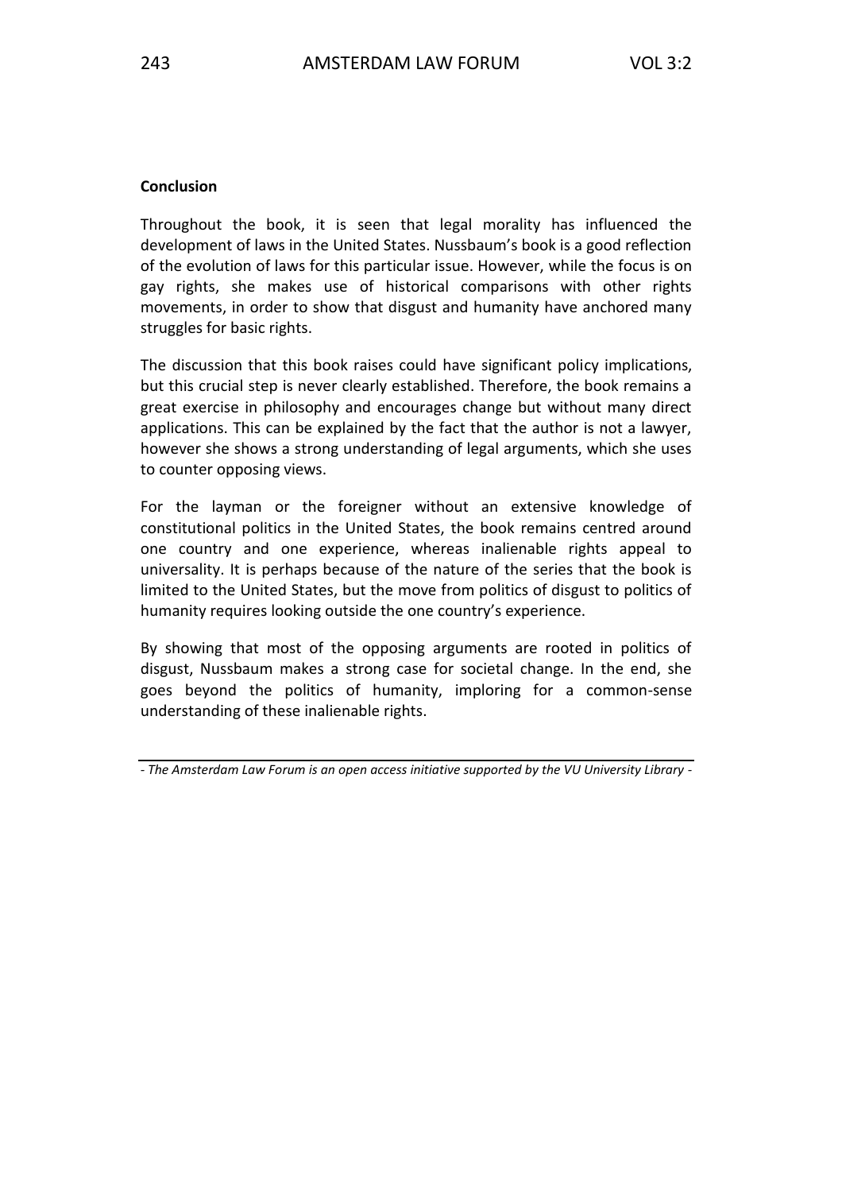**Conclusion**

Throughout the book, it is seen that legal morality has influenced the development of laws in the United States. Nussbaum's book is a good reflection of the evolution of laws for this particular issue. However, while the focus is on gay rights, she makes use of historical comparisons with other rights movements, in order to show that disgust and humanity have anchored many struggles for basic rights.

The discussion that this book raises could have significant policy implications, but this crucial step is never clearly established. Therefore, the book remains a great exercise in philosophy and encourages change but without many direct applications. This can be explained by the fact that the author is not a lawyer, however she shows a strong understanding of legal arguments, which she uses to counter opposing views.

For the layman or the foreigner without an extensive knowledge of constitutional politics in the United States, the book remains centred around one country and one experience, whereas inalienable rights appeal to universality. It is perhaps because of the nature of the series that the book is limited to the United States, but the move from politics of disgust to politics of humanity requires looking outside the one country's experience.

By showing that most of the opposing arguments are rooted in politics of disgust, Nussbaum makes a strong case for societal change. In the end, she goes beyond the politics of humanity, imploring for a common-sense understanding of these inalienable rights.